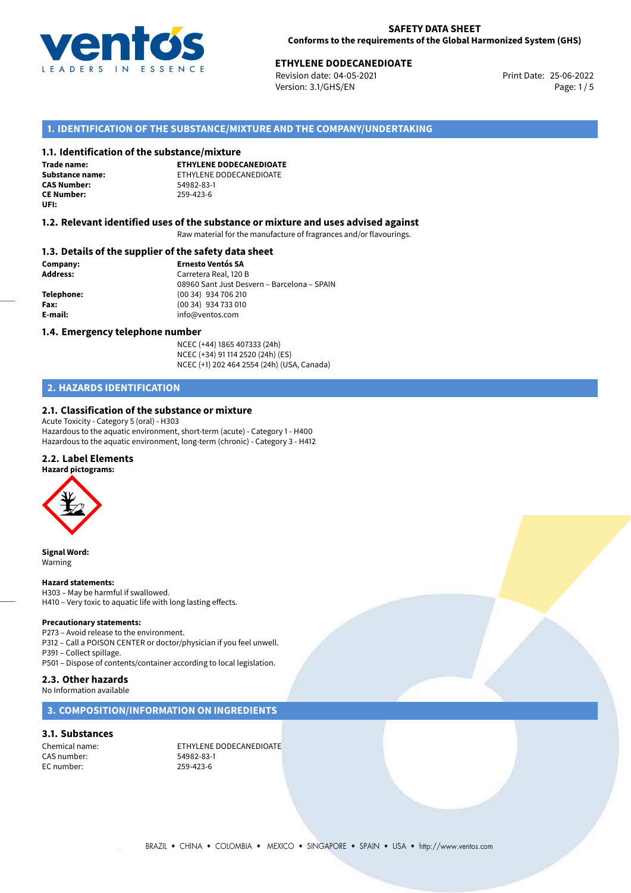**SAFETY DATA SHEET**
**Conforms to the requirements of the Global Harmonized System (GHS)**

**ETHYLENE DODECANEDIOATE**
Revision date: 04-05-2021
Version: 3.1/GHS/EN
Print Date: 25-06-2022

## 1. IDENTIFICATION OF THE SUBSTANCE/MIXTURE AND THE COMPANY/UNDERTAKING

### 1.1. Identification of the substance/mixture

**Trade name:** **ETHYLENE DODECANEDIOATE**
**Substance name:** ETHYLENE DODECANEDIOATE
**CAS Number:** 54982-83-1
**CE Number:** 259-423-6
**UFI:**

### 1.2. Relevant identified uses of the substance or mixture and uses advised against

Raw material for the manufacture of fragrances and/or flavourings.

### 1.3. Details of the supplier of the safety data sheet

**Company:** **Ernesto Ventós SA**
**Address:** Carretera Real, 120 B
08960 Sant Just Desvern – Barcelona – SPAIN
**Telephone:** (00 34) 934 706 210
**Fax:** (00 34) 934 733 010
**E-mail:** info@ventos.com

### 1.4. Emergency telephone number

NCEC (+44) 1865 407333 (24h)
NCEC (+34) 91 114 2520 (24h) (ES)
NCEC (+1) 202 464 2554 (24h) (USA, Canada)

## 2. HAZARDS IDENTIFICATION

### 2.1. Classification of the substance or mixture

Acute Toxicity - Category 5 (oral) - H303
Hazardous to the aquatic environment, short-term (acute) - Category 1 - H400
Hazardous to the aquatic environment, long-term (chronic) - Category 3 - H412

### 2.2. Label Elements

**Hazard pictograms:**

**Signal Word:**
Warning

**Hazard statements:**
H303 – May be harmful if swallowed.
H410 – Very toxic to aquatic life with long lasting effects.

**Precautionary statements:**
P273 – Avoid release to the environment.
P312 – Call a POISON CENTER or doctor/physician if you feel unwell.
P391 – Collect spillage.
P501 – Dispose of contents/container according to local legislation.

### 2.3. Other hazards

No Information available

## 3. COMPOSITION/INFORMATION ON INGREDIENTS

### 3.1. Substances

Chemical name: ETHYLENE DODECANEDIOATE
CAS number: 54982-83-1
EC number: 259-423-6

BRAZIL • CHINA • COLOMBIA • MEXICO • SINGAPORE • SPAIN • USA • http://www.ventos.com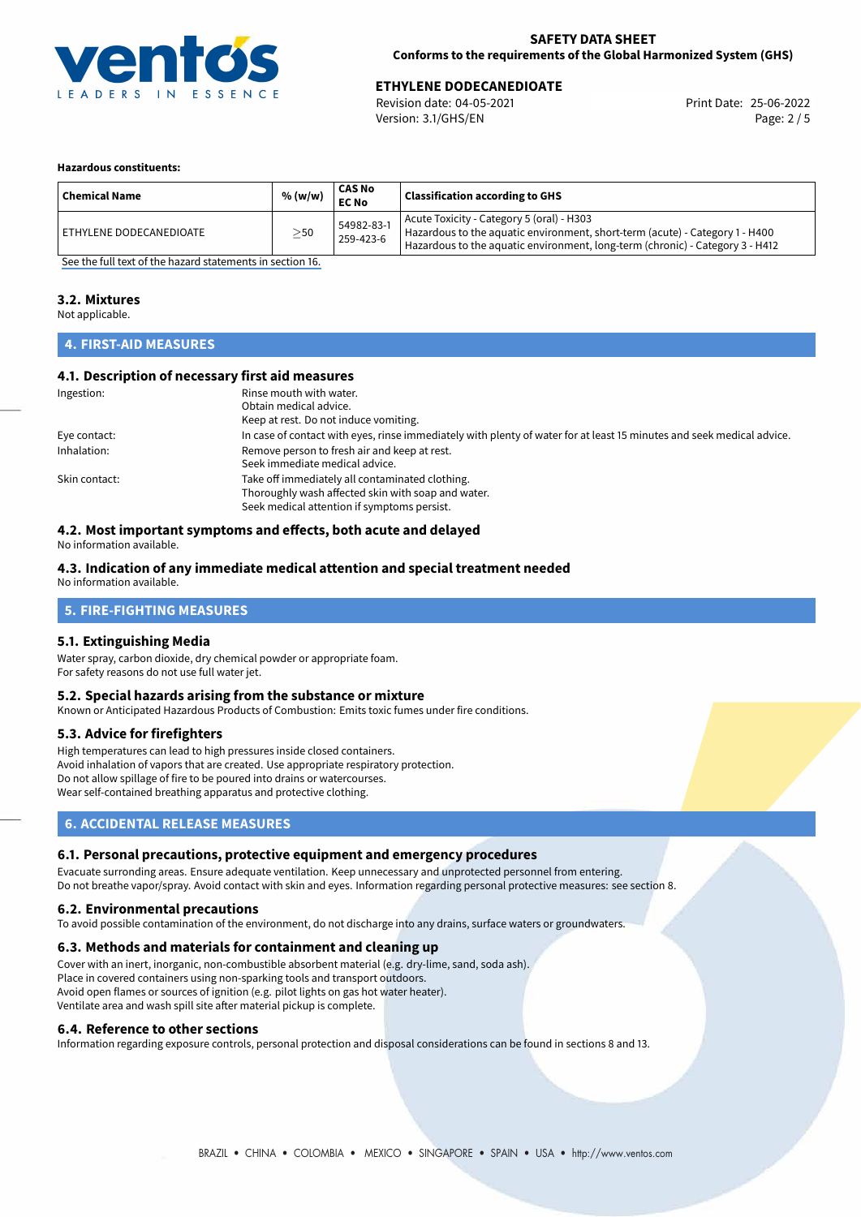**Hazardous constituents:**

| Chemical Name | % (w/w) | CAS No<br>EC No | Classification according to GHS |
|---|---|---|---|
| ETHYLENE DODECANEDIOATE | ≥50 | 54982-83-1<br>259-423-6 | Acute Toxicity - Category 5 (oral) - H303<br>Hazardous to the aquatic environment, short-term (acute) - Category 1 - H400<br>Hazardous to the aquatic environment, long-term (chronic) - Category 3 - H412 |

See the full text of the hazard statements in section 16.

### 3.2. Mixtures

Not applicable.

## 4. FIRST-AID MEASURES

### 4.1. Description of necessary first aid measures

Ingestion: Rinse mouth with water.
Obtain medical advice.
Keep at rest. Do not induce vomiting.

Eye contact: In case of contact with eyes, rinse immediately with plenty of water for at least 15 minutes and seek medical advice.

Inhalation: Remove person to fresh air and keep at rest.
Seek immediate medical advice.

Skin contact: Take off immediately all contaminated clothing.
Thoroughly wash affected skin with soap and water.
Seek medical attention if symptoms persist.

### 4.2. Most important symptoms and effects, both acute and delayed

No information available.

### 4.3. Indication of any immediate medical attention and special treatment needed

No information available.

## 5. FIRE-FIGHTING MEASURES

### 5.1. Extinguishing Media

Water spray, carbon dioxide, dry chemical powder or appropriate foam.
For safety reasons do not use full water jet.

### 5.2. Special hazards arising from the substance or mixture

Known or Anticipated Hazardous Products of Combustion: Emits toxic fumes under fire conditions.

### 5.3. Advice for firefighters

High temperatures can lead to high pressures inside closed containers.
Avoid inhalation of vapors that are created. Use appropriate respiratory protection.
Do not allow spillage of fire to be poured into drains or watercourses.
Wear self-contained breathing apparatus and protective clothing.

## 6. ACCIDENTAL RELEASE MEASURES

### 6.1. Personal precautions, protective equipment and emergency procedures

Evacuate surronding areas. Ensure adequate ventilation. Keep unnecessary and unprotected personnel from entering.
Do not breathe vapor/spray. Avoid contact with skin and eyes. Information regarding personal protective measures: see section 8.

### 6.2. Environmental precautions

To avoid possible contamination of the environment, do not discharge into any drains, surface waters or groundwaters.

### 6.3. Methods and materials for containment and cleaning up

Cover with an inert, inorganic, non-combustible absorbent material (e.g. dry-lime, sand, soda ash).
Place in covered containers using non-sparking tools and transport outdoors.
Avoid open flames or sources of ignition (e.g. pilot lights on gas hot water heater).
Ventilate area and wash spill site after material pickup is complete.

### 6.4. Reference to other sections

Information regarding exposure controls, personal protection and disposal considerations can be found in sections 8 and 13.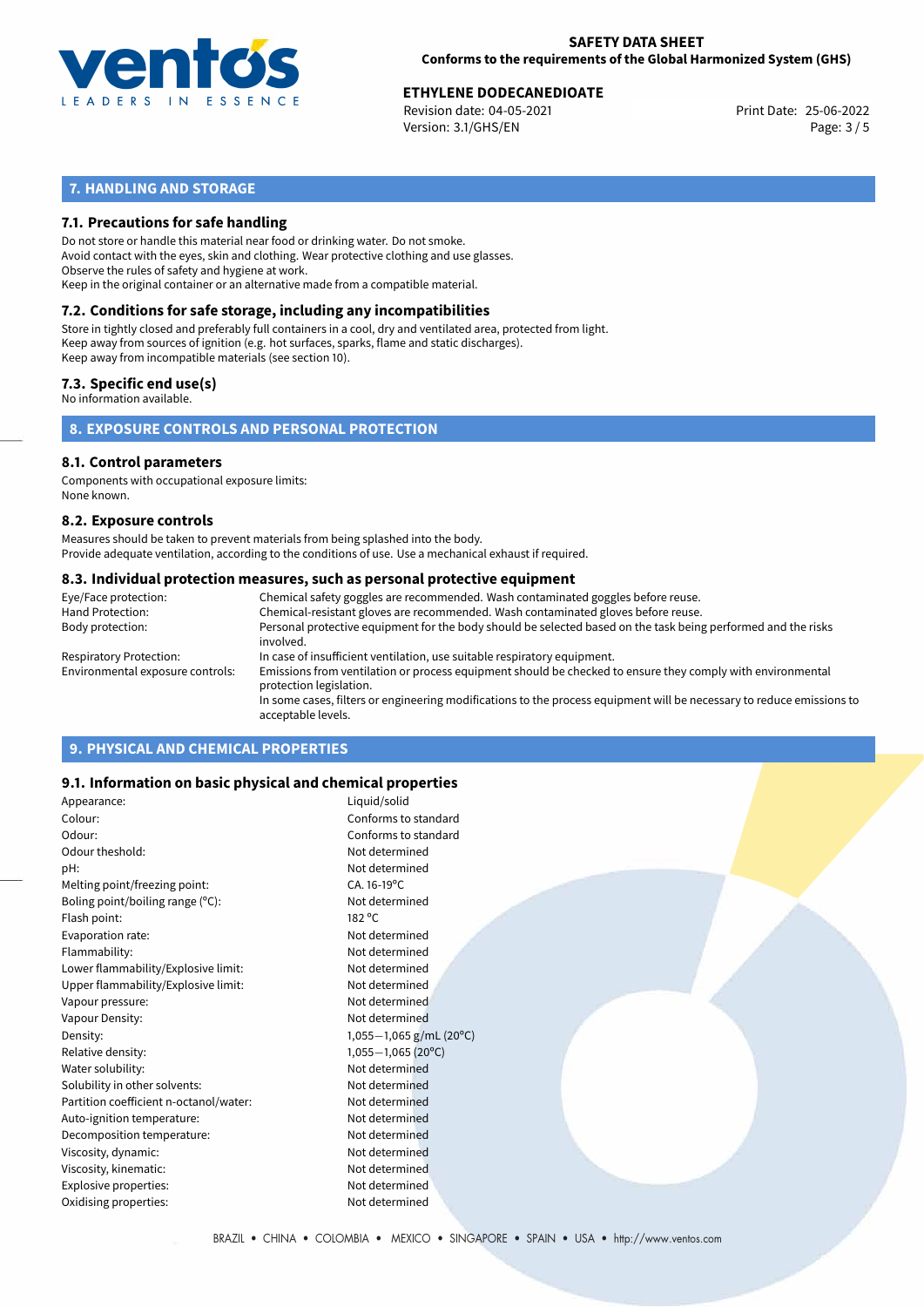## 7. HANDLING AND STORAGE

### 7.1. Precautions for safe handling

Do not store or handle this material near food or drinking water. Do not smoke.
Avoid contact with the eyes, skin and clothing. Wear protective clothing and use glasses.
Observe the rules of safety and hygiene at work.
Keep in the original container or an alternative made from a compatible material.

### 7.2. Conditions for safe storage, including any incompatibilities

Store in tightly closed and preferably full containers in a cool, dry and ventilated area, protected from light.
Keep away from sources of ignition (e.g. hot surfaces, sparks, flame and static discharges).
Keep away from incompatible materials (see section 10).

### 7.3. Specific end use(s)

No information available.

## 8. EXPOSURE CONTROLS AND PERSONAL PROTECTION

### 8.1. Control parameters

Components with occupational exposure limits:
None known.

### 8.2. Exposure controls

Measures should be taken to prevent materials from being splashed into the body.
Provide adequate ventilation, according to the conditions of use. Use a mechanical exhaust if required.

### 8.3. Individual protection measures, such as personal protective equipment

| | |
|---|---|
| Eye/Face protection: | Chemical safety goggles are recommended. Wash contaminated goggles before reuse. |
| Hand Protection: | Chemical-resistant gloves are recommended. Wash contaminated gloves before reuse. |
| Body protection: | Personal protective equipment for the body should be selected based on the task being performed and the risks involved. |
| Respiratory Protection: | In case of insufficient ventilation, use suitable respiratory equipment. |
| Environmental exposure controls: | Emissions from ventilation or process equipment should be checked to ensure they comply with environmental protection legislation. In some cases, filters or engineering modifications to the process equipment will be necessary to reduce emissions to acceptable levels. |

## 9. PHYSICAL AND CHEMICAL PROPERTIES

### 9.1. Information on basic physical and chemical properties

| | |
|---|---|
| Appearance: | Liquid/solid |
| Colour: | Conforms to standard |
| Odour: | Conforms to standard |
| Odour theshold: | Not determined |
| pH: | Not determined |
| Melting point/freezing point: | CA. 16-19°C |
| Boling point/boiling range (°C): | Not determined |
| Flash point: | 182 °C |
| Evaporation rate: | Not determined |
| Flammability: | Not determined |
| Lower flammability/Explosive limit: | Not determined |
| Upper flammability/Explosive limit: | Not determined |
| Vapour pressure: | Not determined |
| Vapour Density: | Not determined |
| Density: | 1,055−1,065 g/mL (20°C) |
| Relative density: | 1,055−1,065 (20°C) |
| Water solubility: | Not determined |
| Solubility in other solvents: | Not determined |
| Partition coefficient n-octanol/water: | Not determined |
| Auto-ignition temperature: | Not determined |
| Decomposition temperature: | Not determined |
| Viscosity, dynamic: | Not determined |
| Viscosity, kinematic: | Not determined |
| Explosive properties: | Not determined |
| Oxidising properties: | Not determined |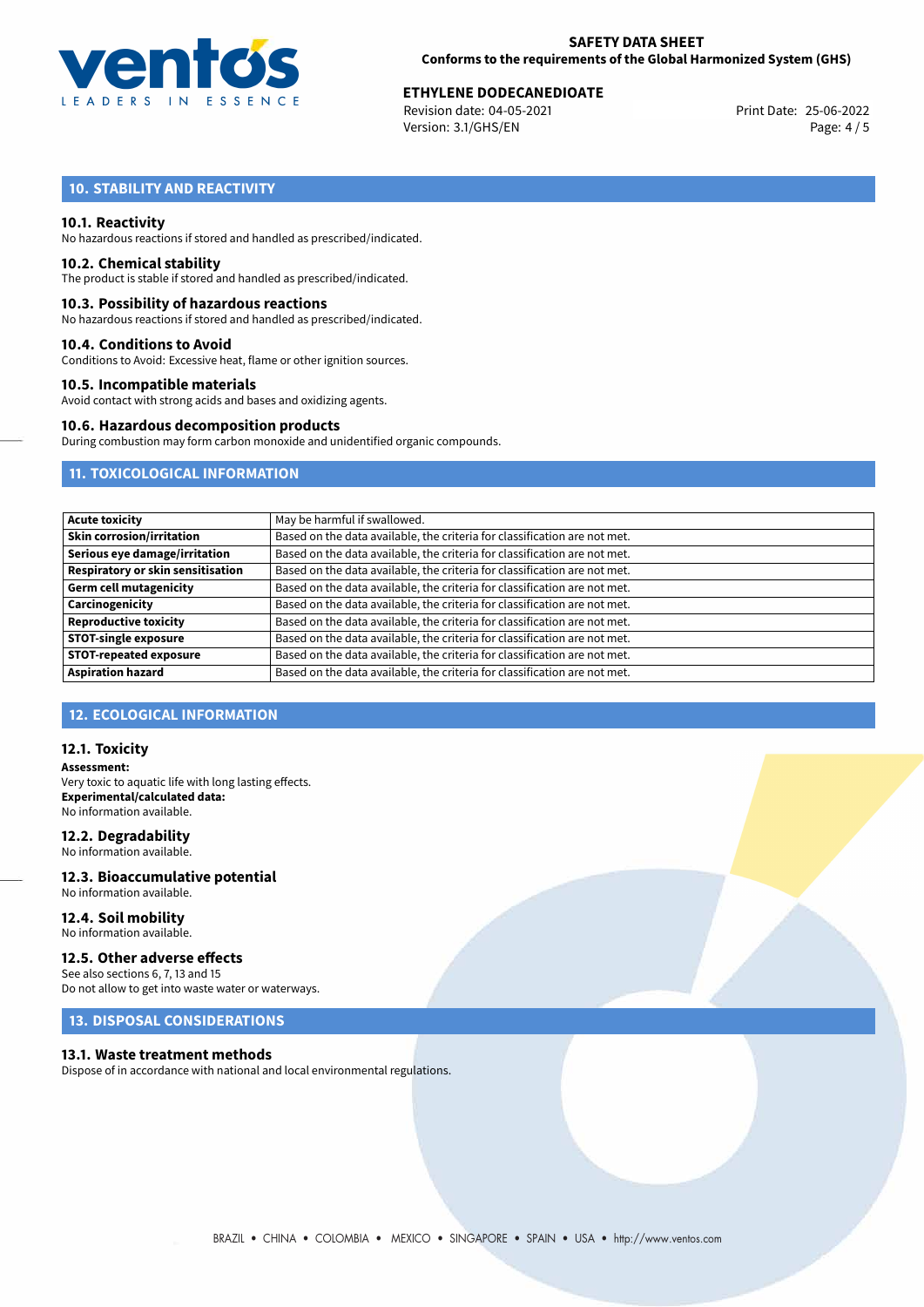## 10. STABILITY AND REACTIVITY

### 10.1. Reactivity
No hazardous reactions if stored and handled as prescribed/indicated.

### 10.2. Chemical stability
The product is stable if stored and handled as prescribed/indicated.

### 10.3. Possibility of hazardous reactions
No hazardous reactions if stored and handled as prescribed/indicated.

### 10.4. Conditions to Avoid
Conditions to Avoid: Excessive heat, flame or other ignition sources.

### 10.5. Incompatible materials
Avoid contact with strong acids and bases and oxidizing agents.

### 10.6. Hazardous decomposition products
During combustion may form carbon monoxide and unidentified organic compounds.

## 11. TOXICOLOGICAL INFORMATION

| | |
|---|---|
| **Acute toxicity** | May be harmful if swallowed. |
| **Skin corrosion/irritation** | Based on the data available, the criteria for classification are not met. |
| **Serious eye damage/irritation** | Based on the data available, the criteria for classification are not met. |
| **Respiratory or skin sensitisation** | Based on the data available, the criteria for classification are not met. |
| **Germ cell mutagenicity** | Based on the data available, the criteria for classification are not met. |
| **Carcinogenicity** | Based on the data available, the criteria for classification are not met. |
| **Reproductive toxicity** | Based on the data available, the criteria for classification are not met. |
| **STOT-single exposure** | Based on the data available, the criteria for classification are not met. |
| **STOT-repeated exposure** | Based on the data available, the criteria for classification are not met. |
| **Aspiration hazard** | Based on the data available, the criteria for classification are not met. |

## 12. ECOLOGICAL INFORMATION

### 12.1. Toxicity
**Assessment:**
Very toxic to aquatic life with long lasting effects.
**Experimental/calculated data:**
No information available.

### 12.2. Degradability
No information available.

### 12.3. Bioaccumulative potential
No information available.

### 12.4. Soil mobility
No information available.

### 12.5. Other adverse effects
See also sections 6, 7, 13 and 15
Do not allow to get into waste water or waterways.

## 13. DISPOSAL CONSIDERATIONS

### 13.1. Waste treatment methods
Dispose of in accordance with national and local environmental regulations.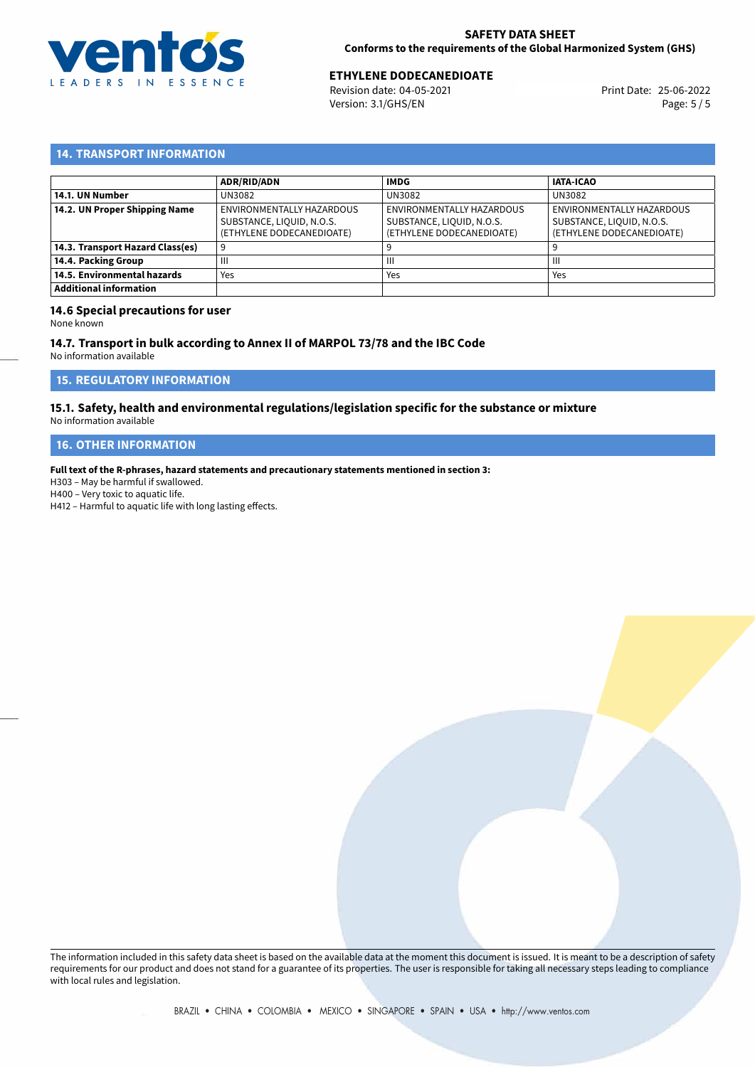## 14. TRANSPORT INFORMATION

| | ADR/RID/ADN | IMDG | IATA-ICAO |
|---|---|---|---|
| **14.1. UN Number** | UN3082 | UN3082 | UN3082 |
| **14.2. UN Proper Shipping Name** | ENVIRONMENTALLY HAZARDOUS SUBSTANCE, LIQUID, N.O.S. (ETHYLENE DODECANEDIOATE) | ENVIRONMENTALLY HAZARDOUS SUBSTANCE, LIQUID, N.O.S. (ETHYLENE DODECANEDIOATE) | ENVIRONMENTALLY HAZARDOUS SUBSTANCE, LIQUID, N.O.S. (ETHYLENE DODECANEDIOATE) |
| **14.3. Transport Hazard Class(es)** | 9 | 9 | 9 |
| **14.4. Packing Group** | III | III | III |
| **14.5. Environmental hazards** | Yes | Yes | Yes |
| **Additional information** | | | |

### 14.6 Special precautions for user

None known

### 14.7. Transport in bulk according to Annex II of MARPOL 73/78 and the IBC Code

No information available

## 15. REGULATORY INFORMATION

### 15.1. Safety, health and environmental regulations/legislation specific for the substance or mixture

No information available

## 16. OTHER INFORMATION

**Full text of the R-phrases, hazard statements and precautionary statements mentioned in section 3:**

H303 – May be harmful if swallowed.
H400 – Very toxic to aquatic life.
H412 – Harmful to aquatic life with long lasting effects.

The information included in this safety data sheet is based on the available data at the moment this document is issued. It is meant to be a description of safety requirements for our product and does not stand for a guarantee of its properties. The user is responsible for taking all necessary steps leading to compliance with local rules and legislation.